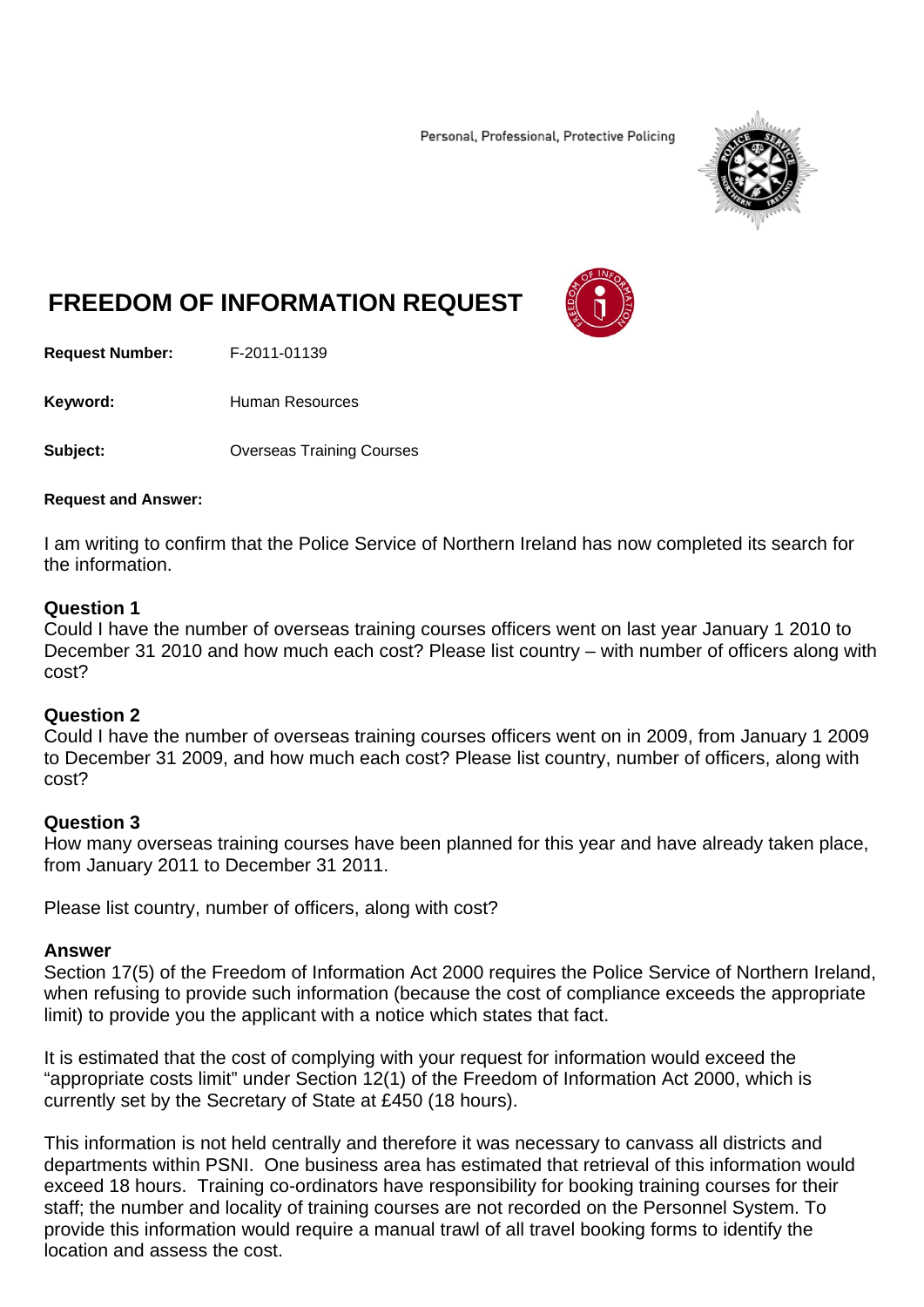Personal, Professional, Protective Policing

# FREEDOM OF INFORMATION REQUEST

**Request Number:** F-2011-01139

**Keyword:** Human Resources

**Subject:** Overseas Training Courses

**Request and Answer:**

I am writing to confirm that the Police Service of Northern Ireland has now completed its search for the information.

### Question 1

Could I have the number of overseas training courses officers went on last year January 1 2010 to December 31 2010 and how much each cost? Please list country – with number of officers along with cost?

### Question 2

Could I have the number of overseas training courses officers went on in 2009, from January 1 2009 to December 31 2009, and how much each cost? Please list country, number of officers, along with cost?

### Question 3

How many overseas training courses have been planned for this year and have already taken place, from January 2011 to December 31 2011.

Please list country, number of officers, along with cost?

### Answer

Section 17(5) of the Freedom of Information Act 2000 requires the Police Service of Northern Ireland, when refusing to provide such information (because the cost of compliance exceeds the appropriate limit) to provide you the applicant with a notice which states that fact.

It is estimated that the cost of complying with your request for information would exceed the "appropriate costs limit" under Section 12(1) of the Freedom of Information Act 2000, which is currently set by the Secretary of State at £450 (18 hours).

This information is not held centrally and therefore it was necessary to canvass all districts and departments within PSNI. One business area has estimated that retrieval of this information would exceed 18 hours. Training co-ordinators have responsibility for booking training courses for their staff; the number and locality of training courses are not recorded on the Personnel System. To provide this information would require a manual trawl of all travel booking forms to identify the location and assess the cost.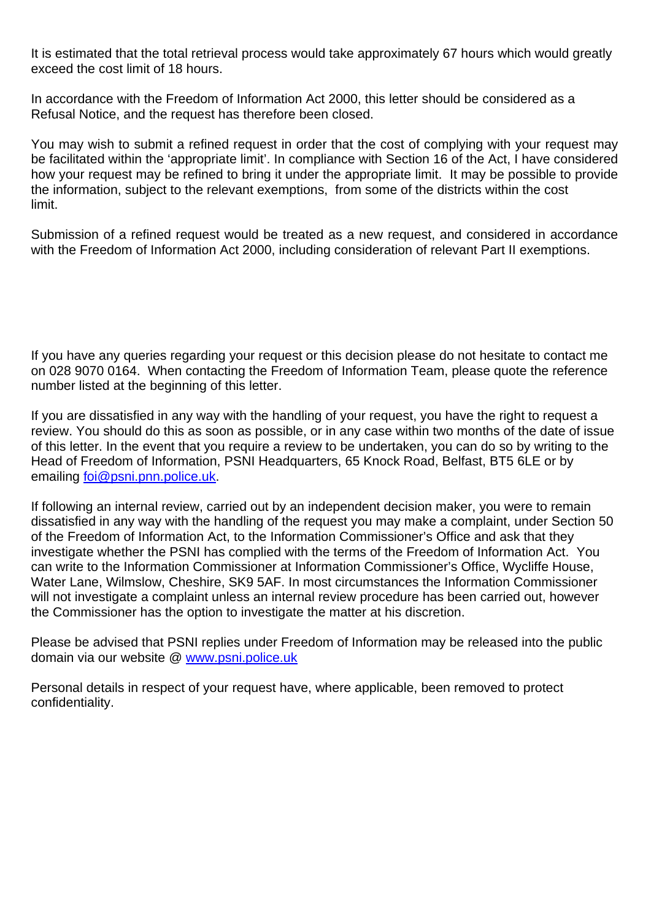It is estimated that the total retrieval process would take approximately 67 hours which would greatly exceed the cost limit of 18 hours.

In accordance with the Freedom of Information Act 2000, this letter should be considered as a Refusal Notice, and the request has therefore been closed.

You may wish to submit a refined request in order that the cost of complying with your request may be facilitated within the 'appropriate limit'. In compliance with Section 16 of the Act, I have considered how your request may be refined to bring it under the appropriate limit. It may be possible to provide the information, subject to the relevant exemptions, from some of the districts within the cost limit.

Submission of a refined request would be treated as a new request, and considered in accordance with the Freedom of Information Act 2000, including consideration of relevant Part II exemptions.

If you have any queries regarding your request or this decision please do not hesitate to contact me on 028 9070 0164. When contacting the Freedom of Information Team, please quote the reference number listed at the beginning of this letter.

If you are dissatisfied in any way with the handling of your request, you have the right to request a review. You should do this as soon as possible, or in any case within two months of the date of issue of this letter. In the event that you require a review to be undertaken, you can do so by writing to the Head of Freedom of Information, PSNI Headquarters, 65 Knock Road, Belfast, BT5 6LE or by emailing foi@psni.pnn.police.uk.

If following an internal review, carried out by an independent decision maker, you were to remain dissatisfied in any way with the handling of the request you may make a complaint, under Section 50 of the Freedom of Information Act, to the Information Commissioner's Office and ask that they investigate whether the PSNI has complied with the terms of the Freedom of Information Act. You can write to the Information Commissioner at Information Commissioner's Office, Wycliffe House, Water Lane, Wilmslow, Cheshire, SK9 5AF. In most circumstances the Information Commissioner will not investigate a complaint unless an internal review procedure has been carried out, however the Commissioner has the option to investigate the matter at his discretion.

Please be advised that PSNI replies under Freedom of Information may be released into the public domain via our website @ www.psni.police.uk

Personal details in respect of your request have, where applicable, been removed to protect confidentiality.